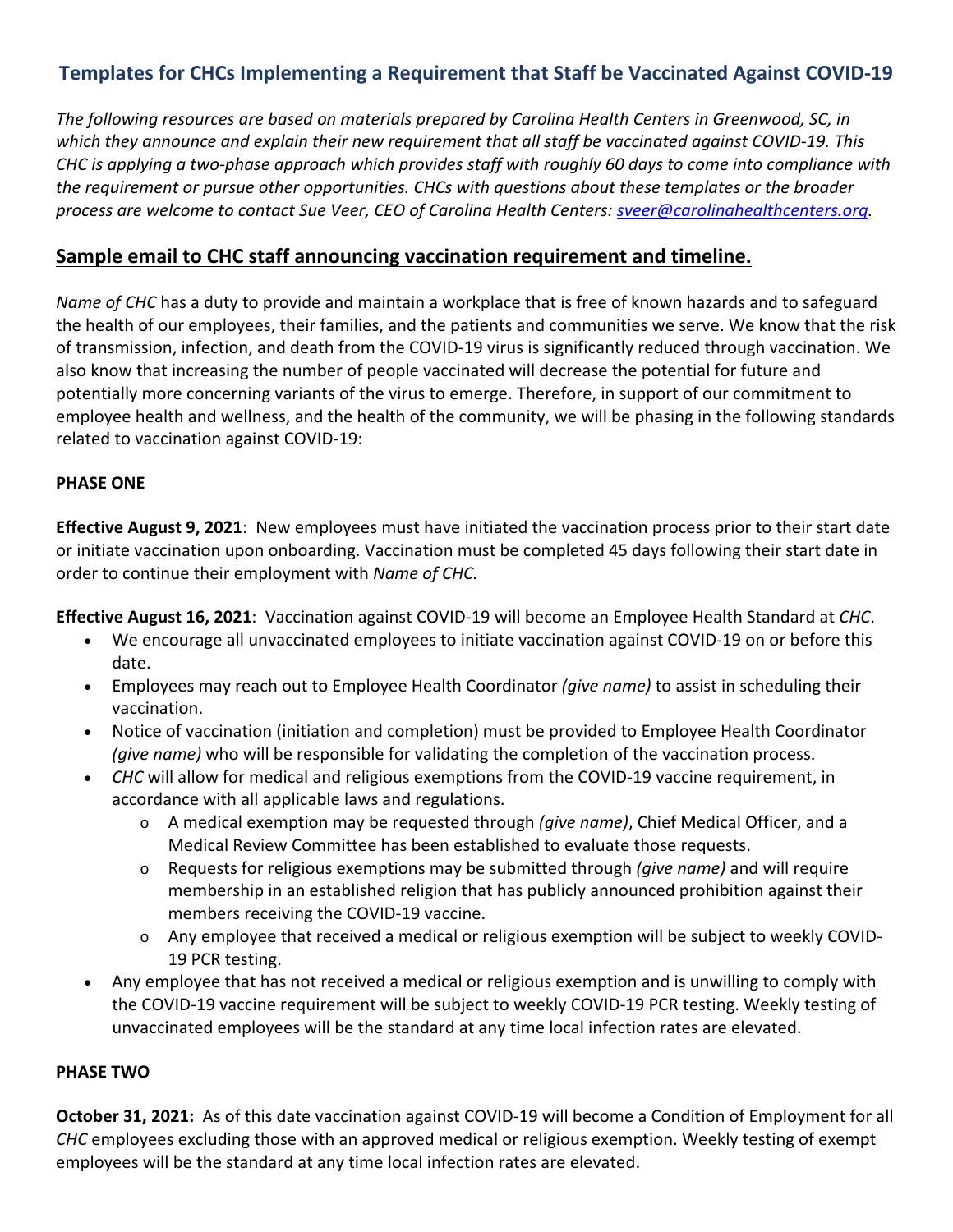## Templates for CHCs Implementing a Requirement that Staff be Vaccinated Against COVID-19

*The following resources are based on materials prepared by Carolina Health Centers in Greenwood, SC, in which they announce and explain their new requirement that all staff be vaccinated against COVID-19. This CHC is applying a two-phase approach which provides staff with roughly 60 days to come into compliance with the requirement or pursue other opportunities. CHCs with questions about these templates or the broader process are welcome to contact Sue Veer, CEO of Carolina Health Centers: [sveer@carolinahealthcenters.org](mailto:sveer@carolinahealthcenters.org).*

### Sample email to CHC staff announcing vaccination requirement and timeline.

*Name of CHC* has a duty to provide and maintain a workplace that is free of known hazards and to safeguard the health of our employees, their families, and the patients and communities we serve. We know that the risk of transmission, infection, and death from the COVID-19 virus is significantly reduced through vaccination. We also know that increasing the number of people vaccinated will decrease the potential for future and potentially more concerning variants of the virus to emerge. Therefore, in support of our commitment to employee health and wellness, and the health of the community, we will be phasing in the following standards related to vaccination against COVID-19:

**PHASE ONE**

**Effective August 9, 2021**: New employees must have initiated the vaccination process prior to their start date or initiate vaccination upon onboarding. Vaccination must be completed 45 days following their start date in order to continue their employment with *Name of CHC.*

**Effective August 16, 2021**: Vaccination against COVID-19 will become an Employee Health Standard at *CHC*.

- We encourage all unvaccinated employees to initiate vaccination against COVID-19 on or before this date.
- Employees may reach out to Employee Health Coordinator *(give name)* to assist in scheduling their vaccination.
- Notice of vaccination (initiation and completion) must be provided to Employee Health Coordinator *(give name)* who will be responsible for validating the completion of the vaccination process.
- *CHC* will allow for medical and religious exemptions from the COVID-19 vaccine requirement, in accordance with all applicable laws and regulations.
  - A medical exemption may be requested through *(give name)*, Chief Medical Officer, and a Medical Review Committee has been established to evaluate those requests.
  - Requests for religious exemptions may be submitted through *(give name)* and will require membership in an established religion that has publicly announced prohibition against their members receiving the COVID-19 vaccine.
  - Any employee that received a medical or religious exemption will be subject to weekly COVID-19 PCR testing.
- Any employee that has not received a medical or religious exemption and is unwilling to comply with the COVID-19 vaccine requirement will be subject to weekly COVID-19 PCR testing. Weekly testing of unvaccinated employees will be the standard at any time local infection rates are elevated.

**PHASE TWO**

**October 31, 2021:** As of this date vaccination against COVID-19 will become a Condition of Employment for all *CHC* employees excluding those with an approved medical or religious exemption. Weekly testing of exempt employees will be the standard at any time local infection rates are elevated.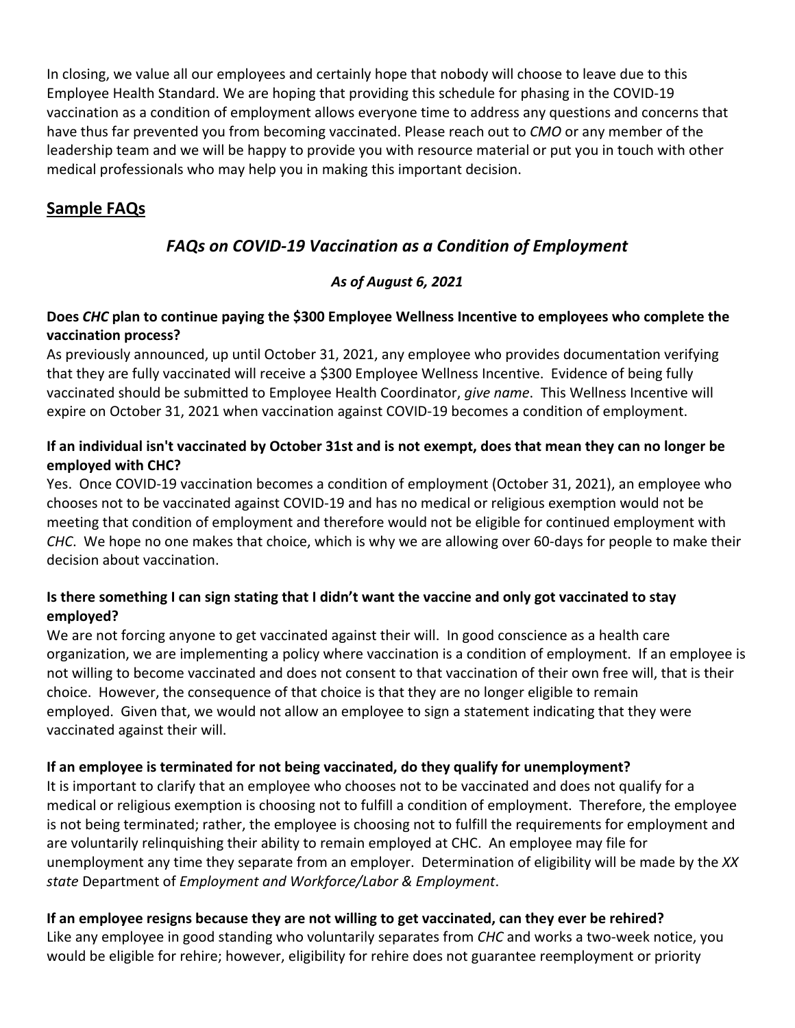In closing, we value all our employees and certainly hope that nobody will choose to leave due to this Employee Health Standard. We are hoping that providing this schedule for phasing in the COVID-19 vaccination as a condition of employment allows everyone time to address any questions and concerns that have thus far prevented you from becoming vaccinated. Please reach out to *CMO* or any member of the leadership team and we will be happy to provide you with resource material or put you in touch with other medical professionals who may help you in making this important decision.

## Sample FAQs

### *FAQs on COVID-19 Vaccination as a Condition of Employment*

***As of August 6, 2021***

**Does *CHC* plan to continue paying the $300 Employee Wellness Incentive to employees who complete the vaccination process?**

As previously announced, up until October 31, 2021, any employee who provides documentation verifying that they are fully vaccinated will receive a $300 Employee Wellness Incentive. Evidence of being fully vaccinated should be submitted to Employee Health Coordinator, *give name*. This Wellness Incentive will expire on October 31, 2021 when vaccination against COVID-19 becomes a condition of employment.

**If an individual isn't vaccinated by October 31st and is not exempt, does that mean they can no longer be employed with CHC?**

Yes. Once COVID-19 vaccination becomes a condition of employment (October 31, 2021), an employee who chooses not to be vaccinated against COVID-19 and has no medical or religious exemption would not be meeting that condition of employment and therefore would not be eligible for continued employment with *CHC*. We hope no one makes that choice, which is why we are allowing over 60-days for people to make their decision about vaccination.

**Is there something I can sign stating that I didn't want the vaccine and only got vaccinated to stay employed?**

We are not forcing anyone to get vaccinated against their will. In good conscience as a health care organization, we are implementing a policy where vaccination is a condition of employment. If an employee is not willing to become vaccinated and does not consent to that vaccination of their own free will, that is their choice. However, the consequence of that choice is that they are no longer eligible to remain employed. Given that, we would not allow an employee to sign a statement indicating that they were vaccinated against their will.

**If an employee is terminated for not being vaccinated, do they qualify for unemployment?**

It is important to clarify that an employee who chooses not to be vaccinated and does not qualify for a medical or religious exemption is choosing not to fulfill a condition of employment. Therefore, the employee is not being terminated; rather, the employee is choosing not to fulfill the requirements for employment and are voluntarily relinquishing their ability to remain employed at CHC. An employee may file for unemployment any time they separate from an employer. Determination of eligibility will be made by the *XX state* Department of *Employment and Workforce/Labor & Employment*.

**If an employee resigns because they are not willing to get vaccinated, can they ever be rehired?**

Like any employee in good standing who voluntarily separates from *CHC* and works a two-week notice, you would be eligible for rehire; however, eligibility for rehire does not guarantee reemployment or priority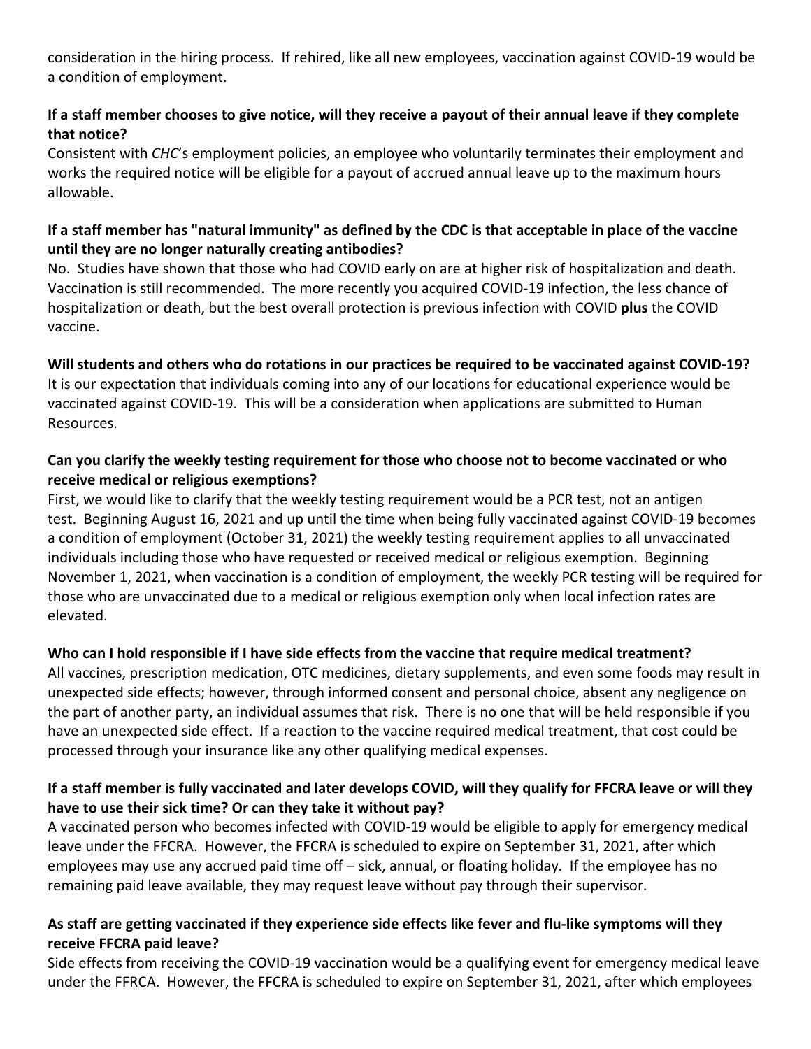consideration in the hiring process. If rehired, like all new employees, vaccination against COVID-19 would be a condition of employment.

**If a staff member chooses to give notice, will they receive a payout of their annual leave if they complete that notice?**

Consistent with *CHC*'s employment policies, an employee who voluntarily terminates their employment and works the required notice will be eligible for a payout of accrued annual leave up to the maximum hours allowable.

**If a staff member has "natural immunity" as defined by the CDC is that acceptable in place of the vaccine until they are no longer naturally creating antibodies?**

No. Studies have shown that those who had COVID early on are at higher risk of hospitalization and death. Vaccination is still recommended. The more recently you acquired COVID-19 infection, the less chance of hospitalization or death, but the best overall protection is previous infection with COVID **plus** the COVID vaccine.

**Will students and others who do rotations in our practices be required to be vaccinated against COVID-19?**

It is our expectation that individuals coming into any of our locations for educational experience would be vaccinated against COVID-19. This will be a consideration when applications are submitted to Human Resources.

**Can you clarify the weekly testing requirement for those who choose not to become vaccinated or who receive medical or religious exemptions?**

First, we would like to clarify that the weekly testing requirement would be a PCR test, not an antigen test. Beginning August 16, 2021 and up until the time when being fully vaccinated against COVID-19 becomes a condition of employment (October 31, 2021) the weekly testing requirement applies to all unvaccinated individuals including those who have requested or received medical or religious exemption. Beginning November 1, 2021, when vaccination is a condition of employment, the weekly PCR testing will be required for those who are unvaccinated due to a medical or religious exemption only when local infection rates are elevated.

**Who can I hold responsible if I have side effects from the vaccine that require medical treatment?**

All vaccines, prescription medication, OTC medicines, dietary supplements, and even some foods may result in unexpected side effects; however, through informed consent and personal choice, absent any negligence on the part of another party, an individual assumes that risk. There is no one that will be held responsible if you have an unexpected side effect. If a reaction to the vaccine required medical treatment, that cost could be processed through your insurance like any other qualifying medical expenses.

**If a staff member is fully vaccinated and later develops COVID, will they qualify for FFCRA leave or will they have to use their sick time? Or can they take it without pay?**

A vaccinated person who becomes infected with COVID-19 would be eligible to apply for emergency medical leave under the FFCRA. However, the FFCRA is scheduled to expire on September 31, 2021, after which employees may use any accrued paid time off – sick, annual, or floating holiday. If the employee has no remaining paid leave available, they may request leave without pay through their supervisor.

**As staff are getting vaccinated if they experience side effects like fever and flu-like symptoms will they receive FFCRA paid leave?**

Side effects from receiving the COVID-19 vaccination would be a qualifying event for emergency medical leave under the FFRCA. However, the FFCRA is scheduled to expire on September 31, 2021, after which employees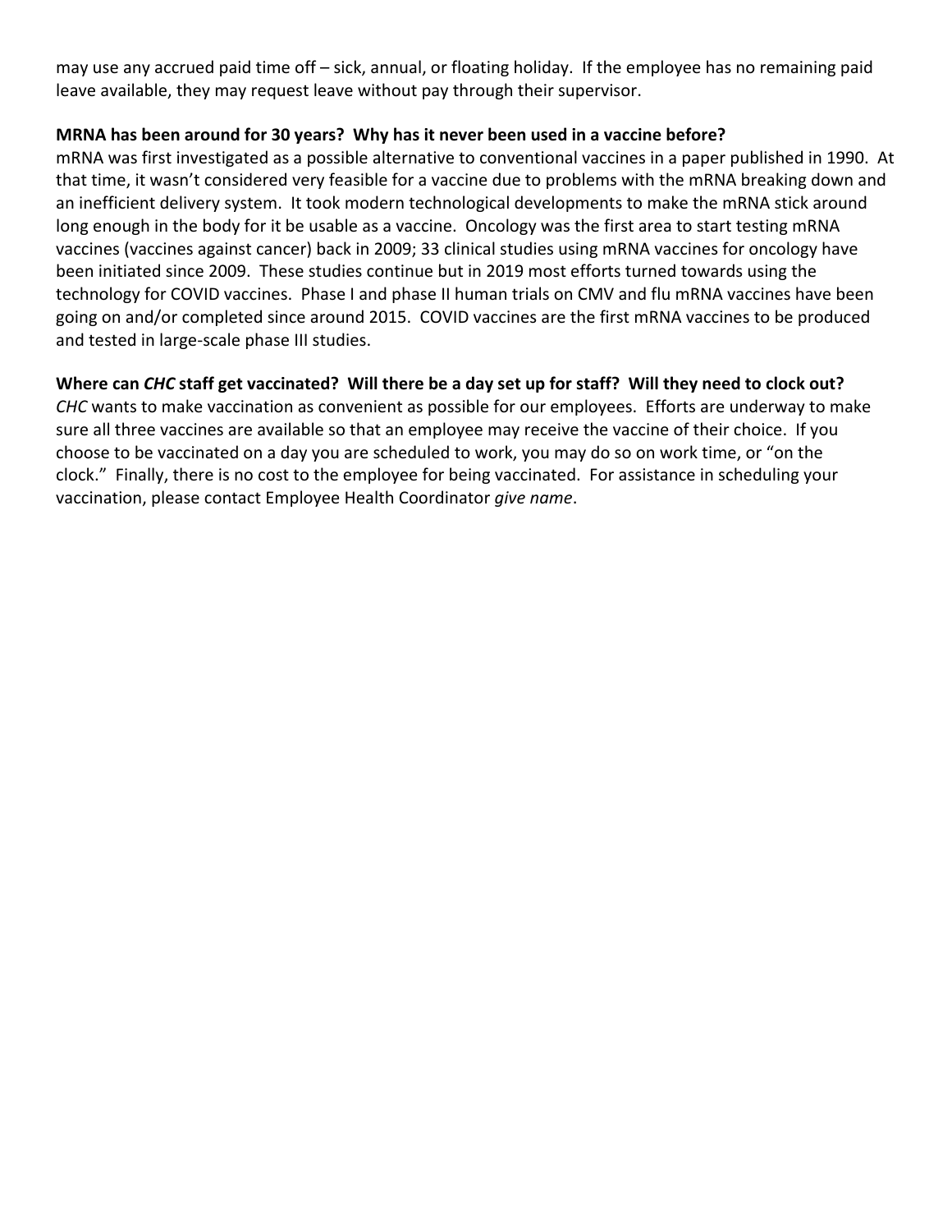may use any accrued paid time off – sick, annual, or floating holiday. If the employee has no remaining paid leave available, they may request leave without pay through their supervisor.

**MRNA has been around for 30 years? Why has it never been used in a vaccine before?**
mRNA was first investigated as a possible alternative to conventional vaccines in a paper published in 1990. At that time, it wasn't considered very feasible for a vaccine due to problems with the mRNA breaking down and an inefficient delivery system. It took modern technological developments to make the mRNA stick around long enough in the body for it be usable as a vaccine. Oncology was the first area to start testing mRNA vaccines (vaccines against cancer) back in 2009; 33 clinical studies using mRNA vaccines for oncology have been initiated since 2009. These studies continue but in 2019 most efforts turned towards using the technology for COVID vaccines. Phase I and phase II human trials on CMV and flu mRNA vaccines have been going on and/or completed since around 2015. COVID vaccines are the first mRNA vaccines to be produced and tested in large-scale phase III studies.

**Where can *CHC* staff get vaccinated? Will there be a day set up for staff? Will they need to clock out?**
*CHC* wants to make vaccination as convenient as possible for our employees. Efforts are underway to make sure all three vaccines are available so that an employee may receive the vaccine of their choice. If you choose to be vaccinated on a day you are scheduled to work, you may do so on work time, or "on the clock." Finally, there is no cost to the employee for being vaccinated. For assistance in scheduling your vaccination, please contact Employee Health Coordinator *give name*.